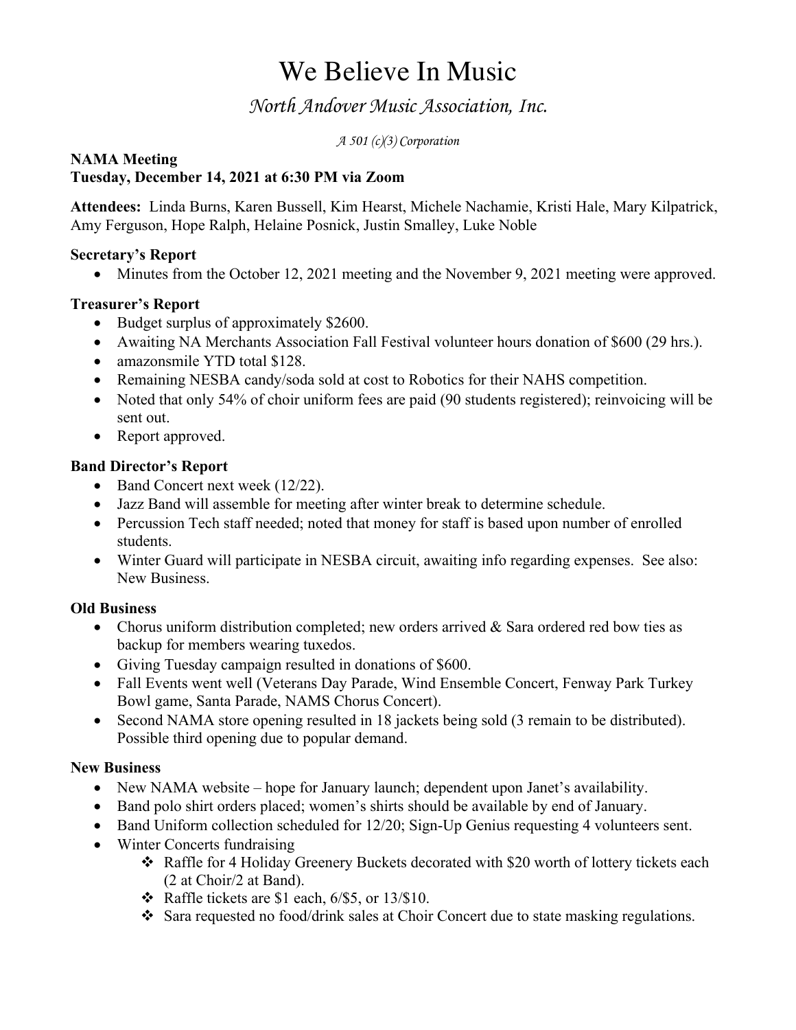# We Believe In Music

## *North Andover Music Association, Inc.*

*A 501 (c)(3) Corporation*

**NAMA Meeting**
**Tuesday, December 14, 2021 at 6:30 PM via Zoom**

**Attendees:** Linda Burns, Karen Bussell, Kim Hearst, Michele Nachamie, Kristi Hale, Mary Kilpatrick, Amy Ferguson, Hope Ralph, Helaine Posnick, Justin Smalley, Luke Noble

**Secretary's Report**

- Minutes from the October 12, 2021 meeting and the November 9, 2021 meeting were approved.

**Treasurer's Report**

- Budget surplus of approximately $2600.
- Awaiting NA Merchants Association Fall Festival volunteer hours donation of $600 (29 hrs.).
- amazonsmile YTD total $128.
- Remaining NESBA candy/soda sold at cost to Robotics for their NAHS competition.
- Noted that only 54% of choir uniform fees are paid (90 students registered); reinvoicing will be sent out.
- Report approved.

**Band Director's Report**

- Band Concert next week (12/22).
- Jazz Band will assemble for meeting after winter break to determine schedule.
- Percussion Tech staff needed; noted that money for staff is based upon number of enrolled students.
- Winter Guard will participate in NESBA circuit, awaiting info regarding expenses. See also: New Business.

**Old Business**

- Chorus uniform distribution completed; new orders arrived & Sara ordered red bow ties as backup for members wearing tuxedos.
- Giving Tuesday campaign resulted in donations of $600.
- Fall Events went well (Veterans Day Parade, Wind Ensemble Concert, Fenway Park Turkey Bowl game, Santa Parade, NAMS Chorus Concert).
- Second NAMA store opening resulted in 18 jackets being sold (3 remain to be distributed). Possible third opening due to popular demand.

**New Business**

- New NAMA website – hope for January launch; dependent upon Janet's availability.
- Band polo shirt orders placed; women's shirts should be available by end of January.
- Band Uniform collection scheduled for 12/20; Sign-Up Genius requesting 4 volunteers sent.
- Winter Concerts fundraising
    - Raffle for 4 Holiday Greenery Buckets decorated with $20 worth of lottery tickets each (2 at Choir/2 at Band).
    - Raffle tickets are $1 each, 6/$5, or 13/$10.
    - Sara requested no food/drink sales at Choir Concert due to state masking regulations.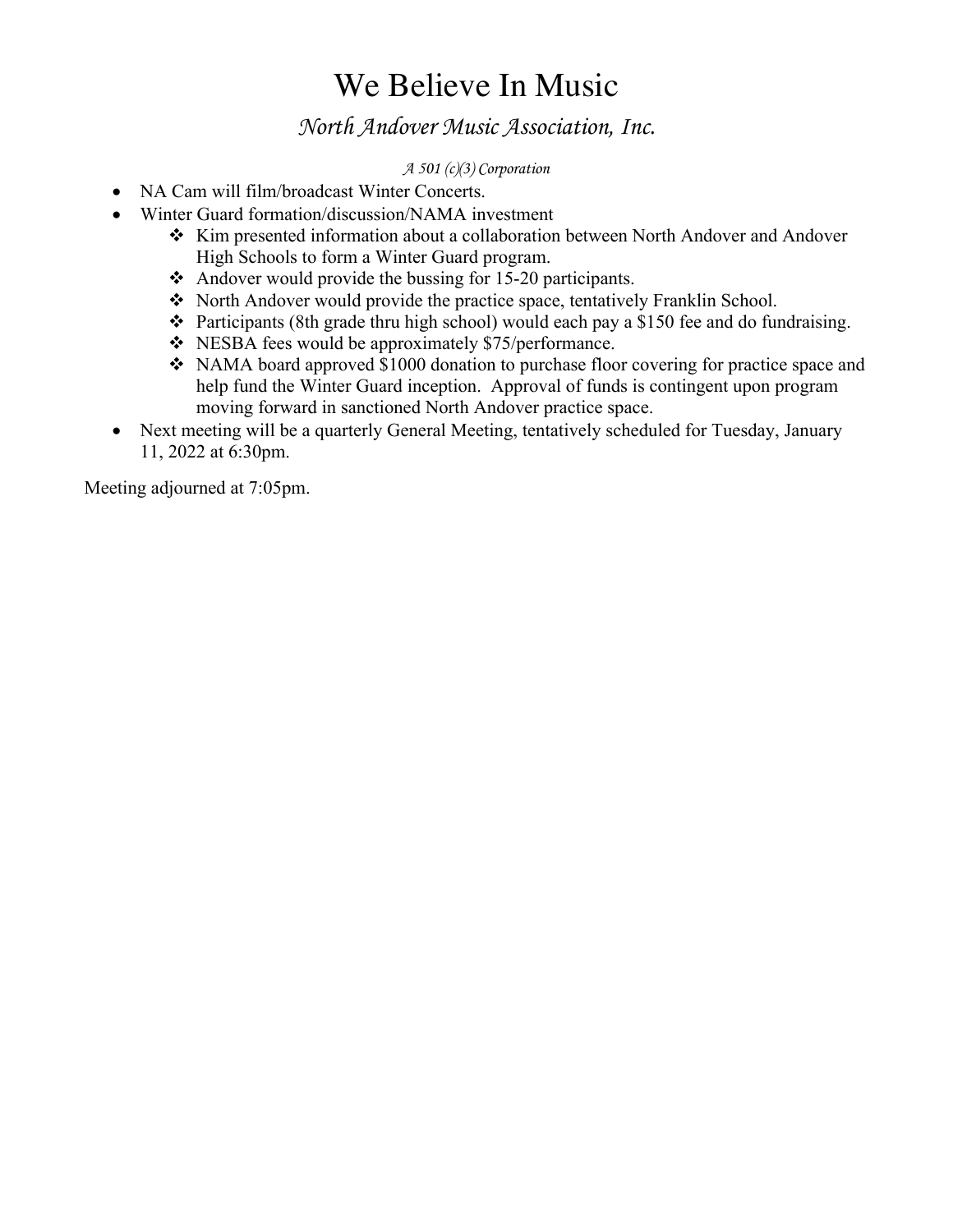- NA Cam will film/broadcast Winter Concerts.
- Winter Guard formation/discussion/NAMA investment
  - Kim presented information about a collaboration between North Andover and Andover High Schools to form a Winter Guard program.
  - Andover would provide the bussing for 15-20 participants.
  - North Andover would provide the practice space, tentatively Franklin School.
  - Participants (8th grade thru high school) would each pay a $150 fee and do fundraising.
  - NESBA fees would be approximately $75/performance.
  - NAMA board approved $1000 donation to purchase floor covering for practice space and help fund the Winter Guard inception. Approval of funds is contingent upon program moving forward in sanctioned North Andover practice space.
- Next meeting will be a quarterly General Meeting, tentatively scheduled for Tuesday, January 11, 2022 at 6:30pm.

Meeting adjourned at 7:05pm.